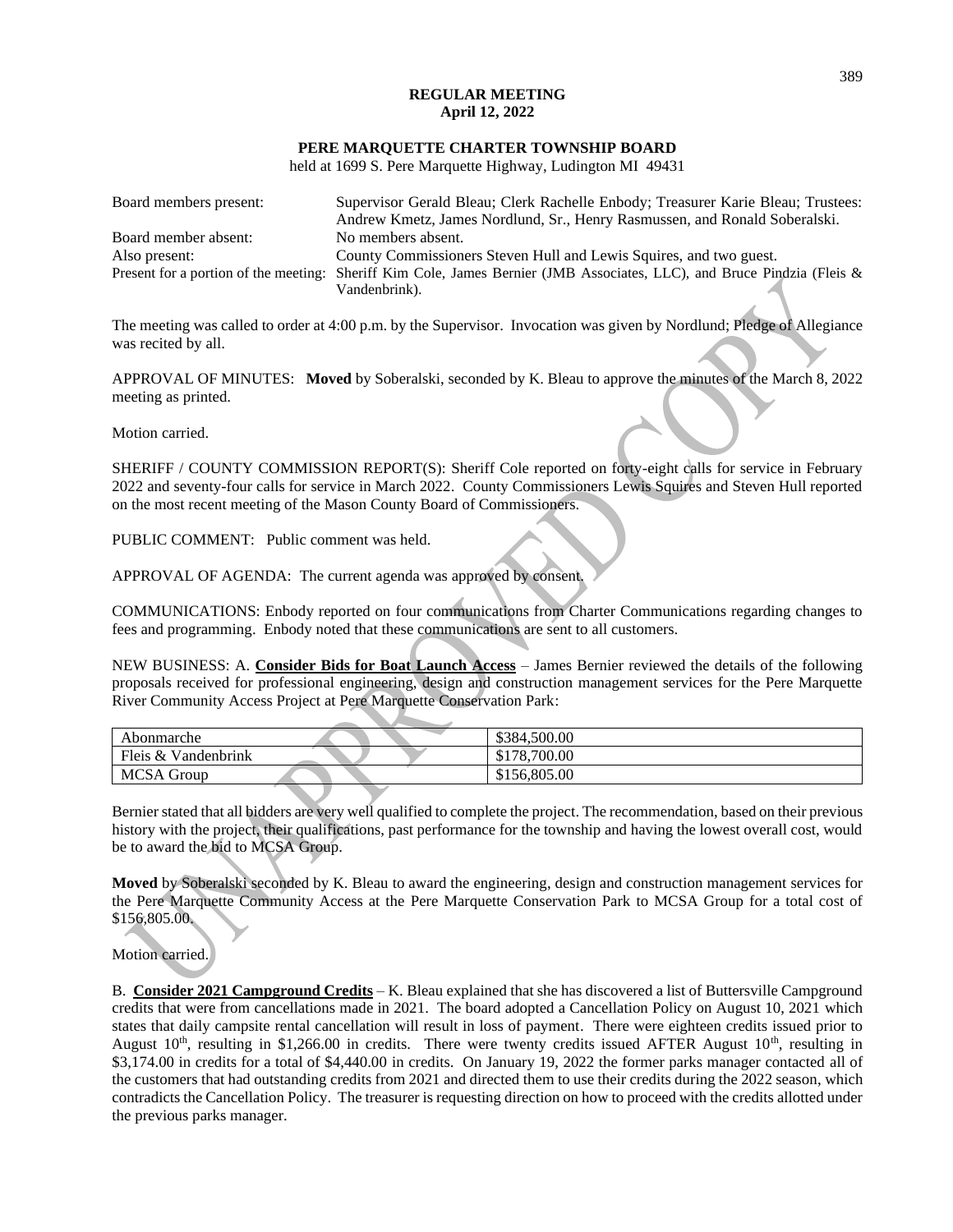**REGULAR MEETING**
**April 12, 2022**

**PERE MARQUETTE CHARTER TOWNSHIP BOARD**

held at 1699 S. Pere Marquette Highway, Ludington MI 49431

| | |
|---|---|
| Board members present: | Supervisor Gerald Bleau; Clerk Rachelle Enbody; Treasurer Karie Bleau; Trustees: Andrew Kmetz, James Nordlund, Sr., Henry Rasmussen, and Ronald Soberalski. |
| Board member absent: | No members absent. |
| Also present: | County Commissioners Steven Hull and Lewis Squires, and two guest. |
| Present for a portion of the meeting: | Sheriff Kim Cole, James Bernier (JMB Associates, LLC), and Bruce Pindzia (Fleis & Vandenbrink). |

The meeting was called to order at 4:00 p.m. by the Supervisor. Invocation was given by Nordlund; Pledge of Allegiance was recited by all.

APPROVAL OF MINUTES: **Moved** by Soberalski, seconded by K. Bleau to approve the minutes of the March 8, 2022 meeting as printed.

Motion carried.

SHERIFF / COUNTY COMMISSION REPORT(S): Sheriff Cole reported on forty-eight calls for service in February 2022 and seventy-four calls for service in March 2022. County Commissioners Lewis Squires and Steven Hull reported on the most recent meeting of the Mason County Board of Commissioners.

PUBLIC COMMENT: Public comment was held.

APPROVAL OF AGENDA: The current agenda was approved by consent.

COMMUNICATIONS: Enbody reported on four communications from Charter Communications regarding changes to fees and programming. Enbody noted that these communications are sent to all customers.

NEW BUSINESS: A. **Consider Bids for Boat Launch Access** – James Bernier reviewed the details of the following proposals received for professional engineering, design and construction management services for the Pere Marquette River Community Access Project at Pere Marquette Conservation Park:

| | |
|---|---|
| Abonmarche | $384,500.00 |
| Fleis & Vandenbrink | $178,700.00 |
| MCSA Group | $156,805.00 |

Bernier stated that all bidders are very well qualified to complete the project. The recommendation, based on their previous history with the project, their qualifications, past performance for the township and having the lowest overall cost, would be to award the bid to MCSA Group.

**Moved** by Soberalski seconded by K. Bleau to award the engineering, design and construction management services for the Pere Marquette Community Access at the Pere Marquette Conservation Park to MCSA Group for a total cost of $156,805.00.

Motion carried.

B. **Consider 2021 Campground Credits** – K. Bleau explained that she has discovered a list of Buttersville Campground credits that were from cancellations made in 2021. The board adopted a Cancellation Policy on August 10, 2021 which states that daily campsite rental cancellation will result in loss of payment. There were eighteen credits issued prior to August 10th, resulting in $1,266.00 in credits. There were twenty credits issued AFTER August 10th, resulting in $3,174.00 in credits for a total of $4,440.00 in credits. On January 19, 2022 the former parks manager contacted all of the customers that had outstanding credits from 2021 and directed them to use their credits during the 2022 season, which contradicts the Cancellation Policy. The treasurer is requesting direction on how to proceed with the credits allotted under the previous parks manager.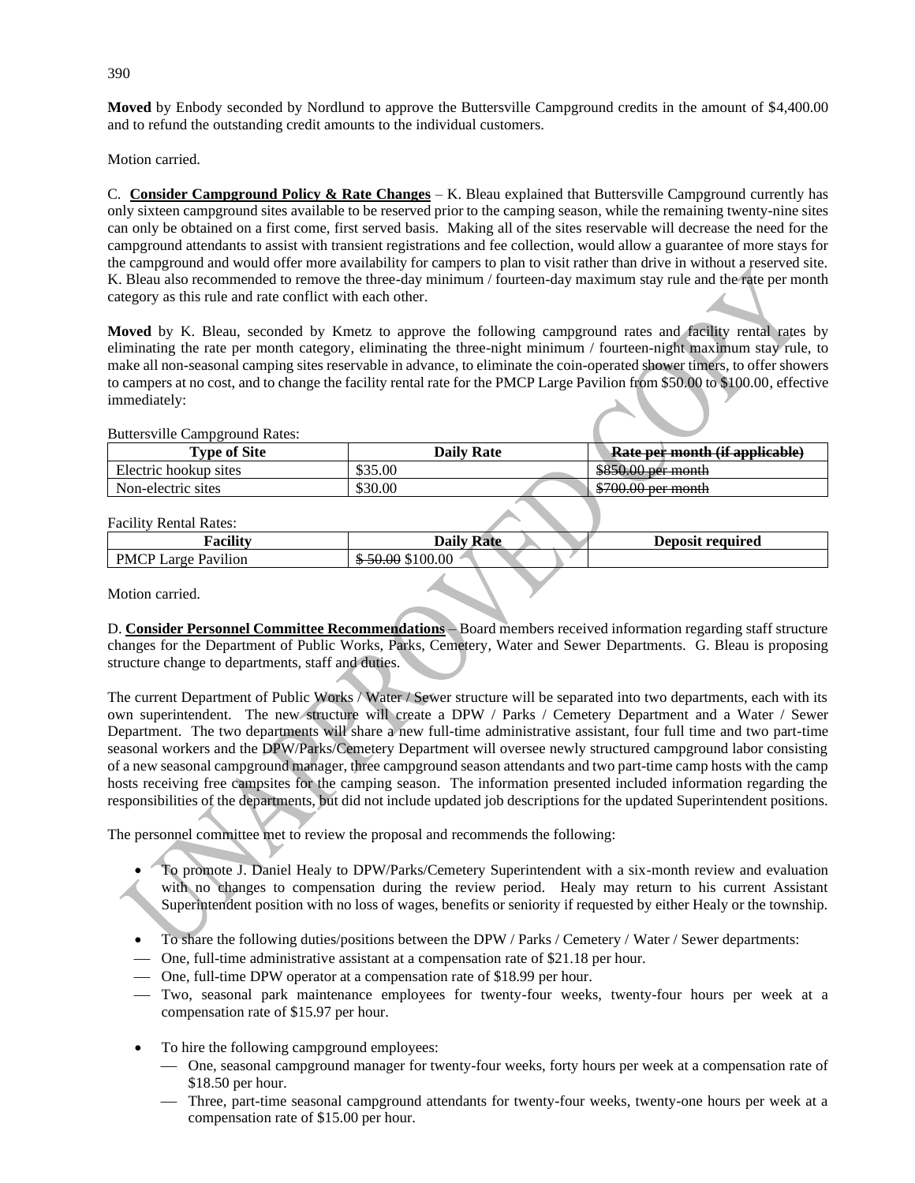**Moved** by Enbody seconded by Nordlund to approve the Buttersville Campground credits in the amount of $4,400.00 and to refund the outstanding credit amounts to the individual customers.

Motion carried.

C. **Consider Campground Policy & Rate Changes** – K. Bleau explained that Buttersville Campground currently has only sixteen campground sites available to be reserved prior to the camping season, while the remaining twenty-nine sites can only be obtained on a first come, first served basis. Making all of the sites reservable will decrease the need for the campground attendants to assist with transient registrations and fee collection, would allow a guarantee of more stays for the campground and would offer more availability for campers to plan to visit rather than drive in without a reserved site. K. Bleau also recommended to remove the three-day minimum / fourteen-day maximum stay rule and the rate per month category as this rule and rate conflict with each other.

**Moved** by K. Bleau, seconded by Kmetz to approve the following campground rates and facility rental rates by eliminating the rate per month category, eliminating the three-night minimum / fourteen-night maximum stay rule, to make all non-seasonal camping sites reservable in advance, to eliminate the coin-operated shower timers, to offer showers to campers at no cost, and to change the facility rental rate for the PMCP Large Pavilion from $50.00 to $100.00, effective immediately:

Buttersville Campground Rates:

| Type of Site | Daily Rate | ~~Rate per month (if applicable)~~ |
|---|---|---|
| Electric hookup sites | $35.00 | ~~$850.00 per month~~ |
| Non-electric sites | $30.00 | ~~$700.00 per month~~ |

Facility Rental Rates:

| Facility | Daily Rate | Deposit required |
|---|---|---|
| PMCP Large Pavilion | ~~$ 50.00~~ $100.00 | |

Motion carried.

D. **Consider Personnel Committee Recommendations** – Board members received information regarding staff structure changes for the Department of Public Works, Parks, Cemetery, Water and Sewer Departments. G. Bleau is proposing structure change to departments, staff and duties.

The current Department of Public Works / Water / Sewer structure will be separated into two departments, each with its own superintendent. The new structure will create a DPW / Parks / Cemetery Department and a Water / Sewer Department. The two departments will share a new full-time administrative assistant, four full time and two part-time seasonal workers and the DPW/Parks/Cemetery Department will oversee newly structured campground labor consisting of a new seasonal campground manager, three campground season attendants and two part-time camp hosts with the camp hosts receiving free campsites for the camping season. The information presented included information regarding the responsibilities of the departments, but did not include updated job descriptions for the updated Superintendent positions.

The personnel committee met to review the proposal and recommends the following:

- To promote J. Daniel Healy to DPW/Parks/Cemetery Superintendent with a six-month review and evaluation with no changes to compensation during the review period. Healy may return to his current Assistant Superintendent position with no loss of wages, benefits or seniority if requested by either Healy or the township.

- To share the following duties/positions between the DPW / Parks / Cemetery / Water / Sewer departments:
  - One, full-time administrative assistant at a compensation rate of $21.18 per hour.
  - One, full-time DPW operator at a compensation rate of $18.99 per hour.
  - Two, seasonal park maintenance employees for twenty-four weeks, twenty-four hours per week at a compensation rate of $15.97 per hour.

- To hire the following campground employees:
  - One, seasonal campground manager for twenty-four weeks, forty hours per week at a compensation rate of $18.50 per hour.
  - Three, part-time seasonal campground attendants for twenty-four weeks, twenty-one hours per week at a compensation rate of $15.00 per hour.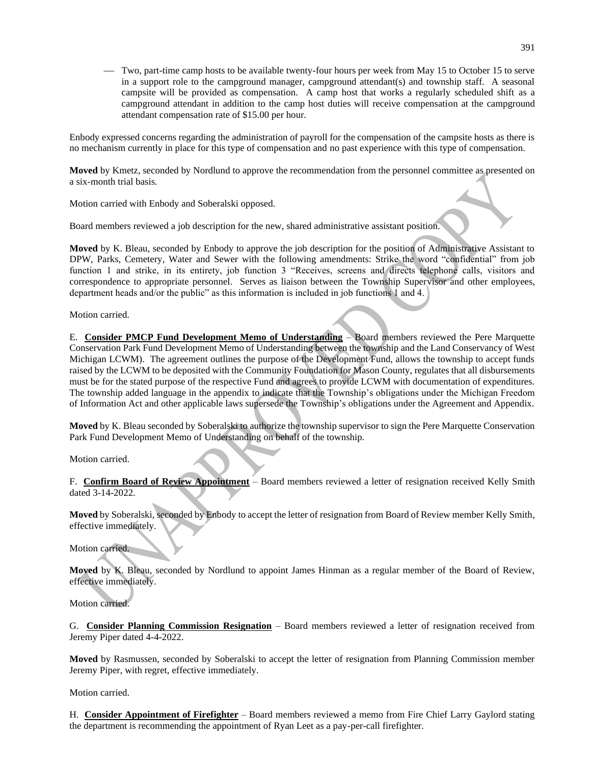- Two, part-time camp hosts to be available twenty-four hours per week from May 15 to October 15 to serve in a support role to the campground manager, campground attendant(s) and township staff. A seasonal campsite will be provided as compensation. A camp host that works a regularly scheduled shift as a campground attendant in addition to the camp host duties will receive compensation at the campground attendant compensation rate of $15.00 per hour.

Enbody expressed concerns regarding the administration of payroll for the compensation of the campsite hosts as there is no mechanism currently in place for this type of compensation and no past experience with this type of compensation.

**Moved** by Kmetz, seconded by Nordlund to approve the recommendation from the personnel committee as presented on a six-month trial basis.

Motion carried with Enbody and Soberalski opposed.

Board members reviewed a job description for the new, shared administrative assistant position.

**Moved** by K. Bleau, seconded by Enbody to approve the job description for the position of Administrative Assistant to DPW, Parks, Cemetery, Water and Sewer with the following amendments: Strike the word "confidential" from job function 1 and strike, in its entirety, job function 3 "Receives, screens and directs telephone calls, visitors and correspondence to appropriate personnel. Serves as liaison between the Township Supervisor and other employees, department heads and/or the public" as this information is included in job functions 1 and 4.

Motion carried.

E. **Consider PMCP Fund Development Memo of Understanding** – Board members reviewed the Pere Marquette Conservation Park Fund Development Memo of Understanding between the township and the Land Conservancy of West Michigan LCWM). The agreement outlines the purpose of the Development Fund, allows the township to accept funds raised by the LCWM to be deposited with the Community Foundation for Mason County, regulates that all disbursements must be for the stated purpose of the respective Fund and agrees to provide LCWM with documentation of expenditures. The township added language in the appendix to indicate that the Township's obligations under the Michigan Freedom of Information Act and other applicable laws supersede the Township's obligations under the Agreement and Appendix.

**Moved** by K. Bleau seconded by Soberalski to authorize the township supervisor to sign the Pere Marquette Conservation Park Fund Development Memo of Understanding on behalf of the township.

Motion carried.

F. **Confirm Board of Review Appointment** – Board members reviewed a letter of resignation received Kelly Smith dated 3-14-2022.

**Moved** by Soberalski, seconded by Enbody to accept the letter of resignation from Board of Review member Kelly Smith, effective immediately.

Motion carried.

**Moved** by K. Bleau, seconded by Nordlund to appoint James Hinman as a regular member of the Board of Review, effective immediately.

Motion carried.

G. **Consider Planning Commission Resignation** – Board members reviewed a letter of resignation received from Jeremy Piper dated 4-4-2022.

**Moved** by Rasmussen, seconded by Soberalski to accept the letter of resignation from Planning Commission member Jeremy Piper, with regret, effective immediately.

Motion carried.

H. **Consider Appointment of Firefighter** – Board members reviewed a memo from Fire Chief Larry Gaylord stating the department is recommending the appointment of Ryan Leet as a pay-per-call firefighter.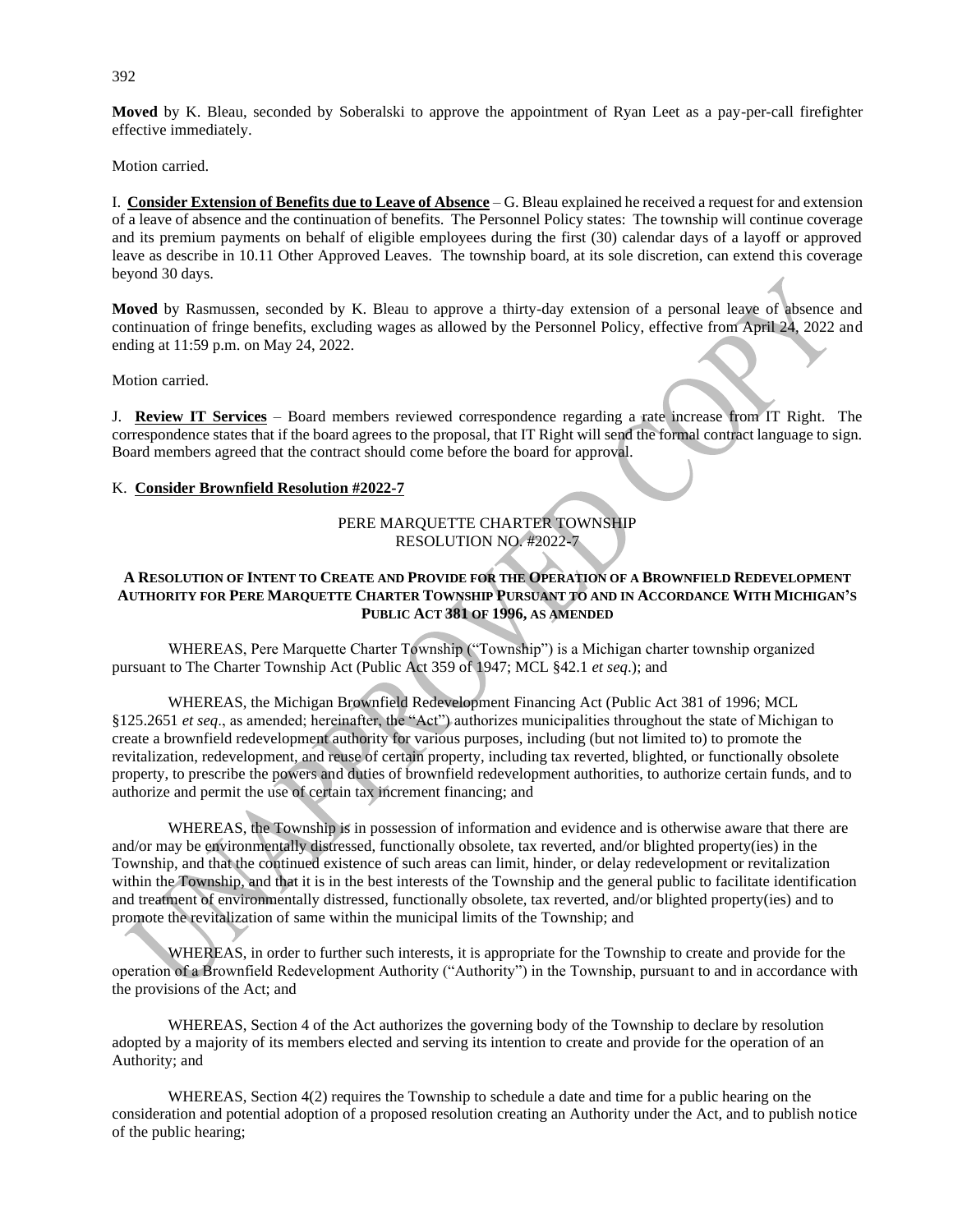**Moved** by K. Bleau, seconded by Soberalski to approve the appointment of Ryan Leet as a pay-per-call firefighter effective immediately.

Motion carried.

I. **Consider Extension of Benefits due to Leave of Absence** – G. Bleau explained he received a request for and extension of a leave of absence and the continuation of benefits. The Personnel Policy states: The township will continue coverage and its premium payments on behalf of eligible employees during the first (30) calendar days of a layoff or approved leave as describe in 10.11 Other Approved Leaves. The township board, at its sole discretion, can extend this coverage beyond 30 days.

**Moved** by Rasmussen, seconded by K. Bleau to approve a thirty-day extension of a personal leave of absence and continuation of fringe benefits, excluding wages as allowed by the Personnel Policy, effective from April 24, 2022 and ending at 11:59 p.m. on May 24, 2022.

Motion carried.

J. **Review IT Services** – Board members reviewed correspondence regarding a rate increase from IT Right. The correspondence states that if the board agrees to the proposal, that IT Right will send the formal contract language to sign. Board members agreed that the contract should come before the board for approval.

K. **Consider Brownfield Resolution #2022-7**

PERE MARQUETTE CHARTER TOWNSHIP
RESOLUTION NO. #2022-7

**A RESOLUTION OF INTENT TO CREATE AND PROVIDE FOR THE OPERATION OF A BROWNFIELD REDEVELOPMENT AUTHORITY FOR PERE MARQUETTE CHARTER TOWNSHIP PURSUANT TO AND IN ACCORDANCE WITH MICHIGAN'S PUBLIC ACT 381 OF 1996, AS AMENDED**

WHEREAS, Pere Marquette Charter Township ("Township") is a Michigan charter township organized pursuant to The Charter Township Act (Public Act 359 of 1947; MCL §42.1 *et seq*.); and

WHEREAS, the Michigan Brownfield Redevelopment Financing Act (Public Act 381 of 1996; MCL §125.2651 *et seq*., as amended; hereinafter, the "Act") authorizes municipalities throughout the state of Michigan to create a brownfield redevelopment authority for various purposes, including (but not limited to) to promote the revitalization, redevelopment, and reuse of certain property, including tax reverted, blighted, or functionally obsolete property, to prescribe the powers and duties of brownfield redevelopment authorities, to authorize certain funds, and to authorize and permit the use of certain tax increment financing; and

WHEREAS, the Township is in possession of information and evidence and is otherwise aware that there are and/or may be environmentally distressed, functionally obsolete, tax reverted, and/or blighted property(ies) in the Township, and that the continued existence of such areas can limit, hinder, or delay redevelopment or revitalization within the Township, and that it is in the best interests of the Township and the general public to facilitate identification and treatment of environmentally distressed, functionally obsolete, tax reverted, and/or blighted property(ies) and to promote the revitalization of same within the municipal limits of the Township; and

WHEREAS, in order to further such interests, it is appropriate for the Township to create and provide for the operation of a Brownfield Redevelopment Authority ("Authority") in the Township, pursuant to and in accordance with the provisions of the Act; and

WHEREAS, Section 4 of the Act authorizes the governing body of the Township to declare by resolution adopted by a majority of its members elected and serving its intention to create and provide for the operation of an Authority; and

WHEREAS, Section 4(2) requires the Township to schedule a date and time for a public hearing on the consideration and potential adoption of a proposed resolution creating an Authority under the Act, and to publish notice of the public hearing;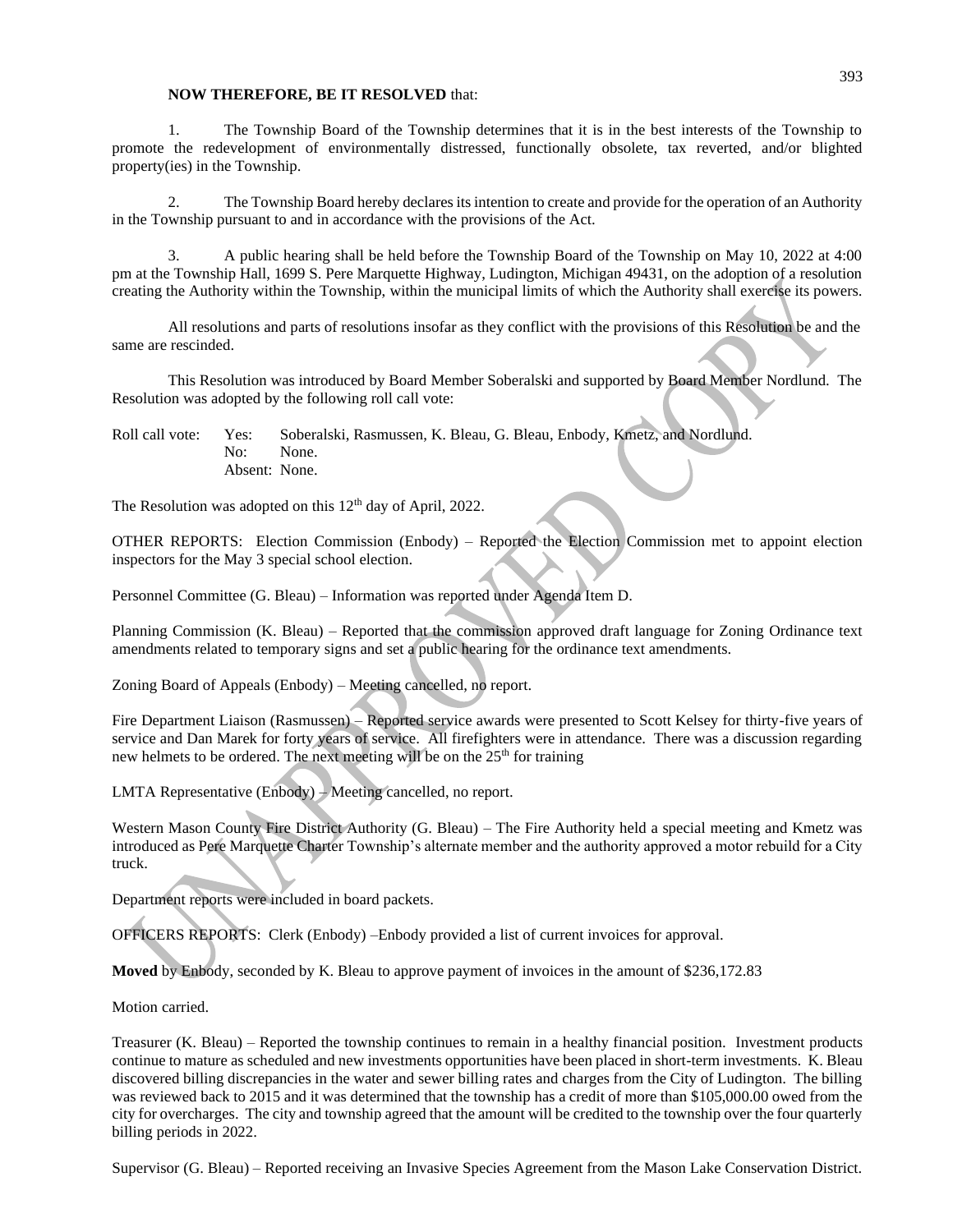**NOW THEREFORE, BE IT RESOLVED** that:

1. The Township Board of the Township determines that it is in the best interests of the Township to promote the redevelopment of environmentally distressed, functionally obsolete, tax reverted, and/or blighted property(ies) in the Township.

2. The Township Board hereby declares its intention to create and provide for the operation of an Authority in the Township pursuant to and in accordance with the provisions of the Act.

3. A public hearing shall be held before the Township Board of the Township on May 10, 2022 at 4:00 pm at the Township Hall, 1699 S. Pere Marquette Highway, Ludington, Michigan 49431, on the adoption of a resolution creating the Authority within the Township, within the municipal limits of which the Authority shall exercise its powers.

All resolutions and parts of resolutions insofar as they conflict with the provisions of this Resolution be and the same are rescinded.

This Resolution was introduced by Board Member Soberalski and supported by Board Member Nordlund. The Resolution was adopted by the following roll call vote:

Roll call vote: Yes: Soberalski, Rasmussen, K. Bleau, G. Bleau, Enbody, Kmetz, and Nordlund.
No: None.
Absent: None.

The Resolution was adopted on this 12th day of April, 2022.

OTHER REPORTS: Election Commission (Enbody) – Reported the Election Commission met to appoint election inspectors for the May 3 special school election.

Personnel Committee (G. Bleau) – Information was reported under Agenda Item D.

Planning Commission (K. Bleau) – Reported that the commission approved draft language for Zoning Ordinance text amendments related to temporary signs and set a public hearing for the ordinance text amendments.

Zoning Board of Appeals (Enbody) – Meeting cancelled, no report.

Fire Department Liaison (Rasmussen) – Reported service awards were presented to Scott Kelsey for thirty-five years of service and Dan Marek for forty years of service. All firefighters were in attendance. There was a discussion regarding new helmets to be ordered. The next meeting will be on the 25th for training

LMTA Representative (Enbody) – Meeting cancelled, no report.

Western Mason County Fire District Authority (G. Bleau) – The Fire Authority held a special meeting and Kmetz was introduced as Pere Marquette Charter Township's alternate member and the authority approved a motor rebuild for a City truck.

Department reports were included in board packets.

OFFICERS REPORTS: Clerk (Enbody) –Enbody provided a list of current invoices for approval.

**Moved** by Enbody, seconded by K. Bleau to approve payment of invoices in the amount of $236,172.83

Motion carried.

Treasurer (K. Bleau) – Reported the township continues to remain in a healthy financial position. Investment products continue to mature as scheduled and new investments opportunities have been placed in short-term investments. K. Bleau discovered billing discrepancies in the water and sewer billing rates and charges from the City of Ludington. The billing was reviewed back to 2015 and it was determined that the township has a credit of more than $105,000.00 owed from the city for overcharges. The city and township agreed that the amount will be credited to the township over the four quarterly billing periods in 2022.

Supervisor (G. Bleau) – Reported receiving an Invasive Species Agreement from the Mason Lake Conservation District.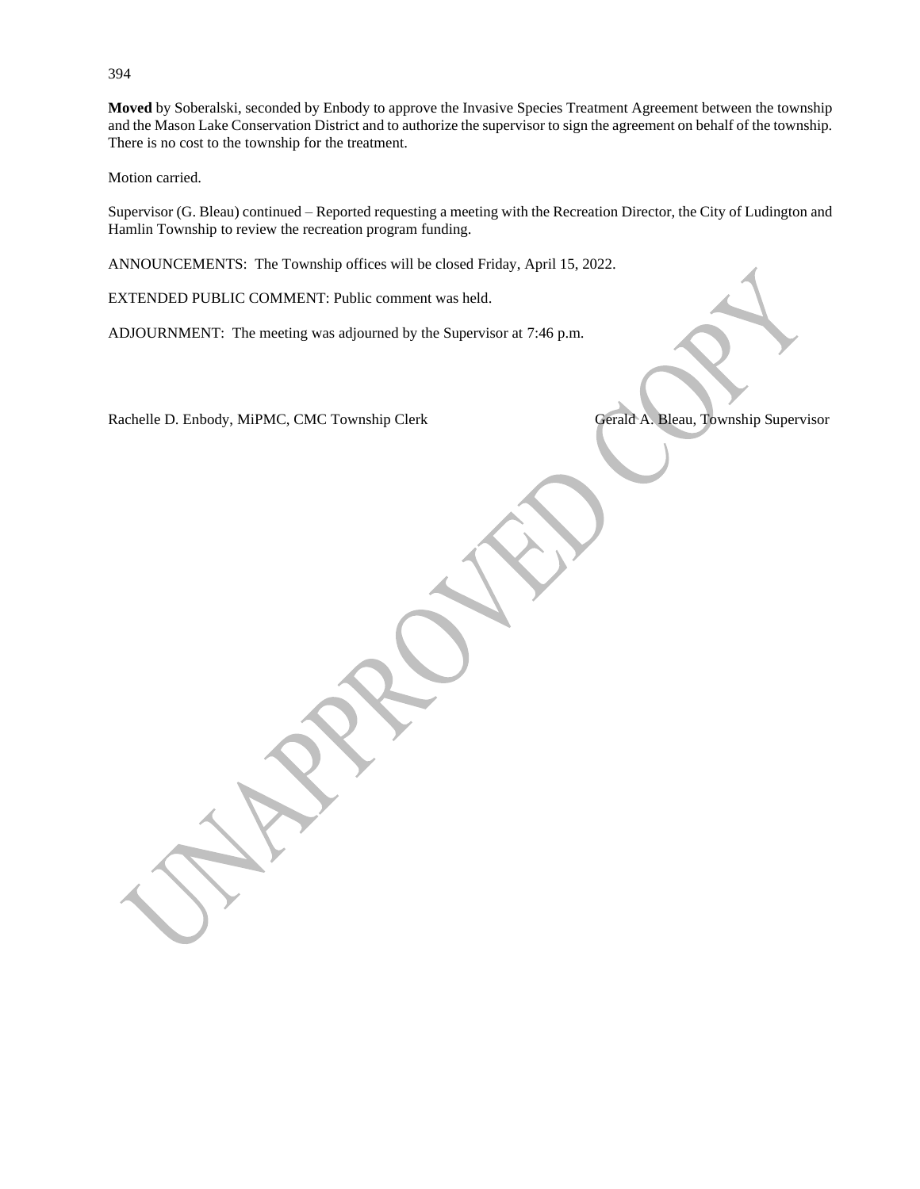**Moved** by Soberalski, seconded by Enbody to approve the Invasive Species Treatment Agreement between the township and the Mason Lake Conservation District and to authorize the supervisor to sign the agreement on behalf of the township. There is no cost to the township for the treatment.

Motion carried.

Supervisor (G. Bleau) continued – Reported requesting a meeting with the Recreation Director, the City of Ludington and Hamlin Township to review the recreation program funding.

ANNOUNCEMENTS: The Township offices will be closed Friday, April 15, 2022.

EXTENDED PUBLIC COMMENT: Public comment was held.

ADJOURNMENT: The meeting was adjourned by the Supervisor at 7:46 p.m.

Rachelle D. Enbody, MiPMC, CMC Township Clerk

Gerald A. Bleau, Township Supervisor

UNAPPROVED COPY